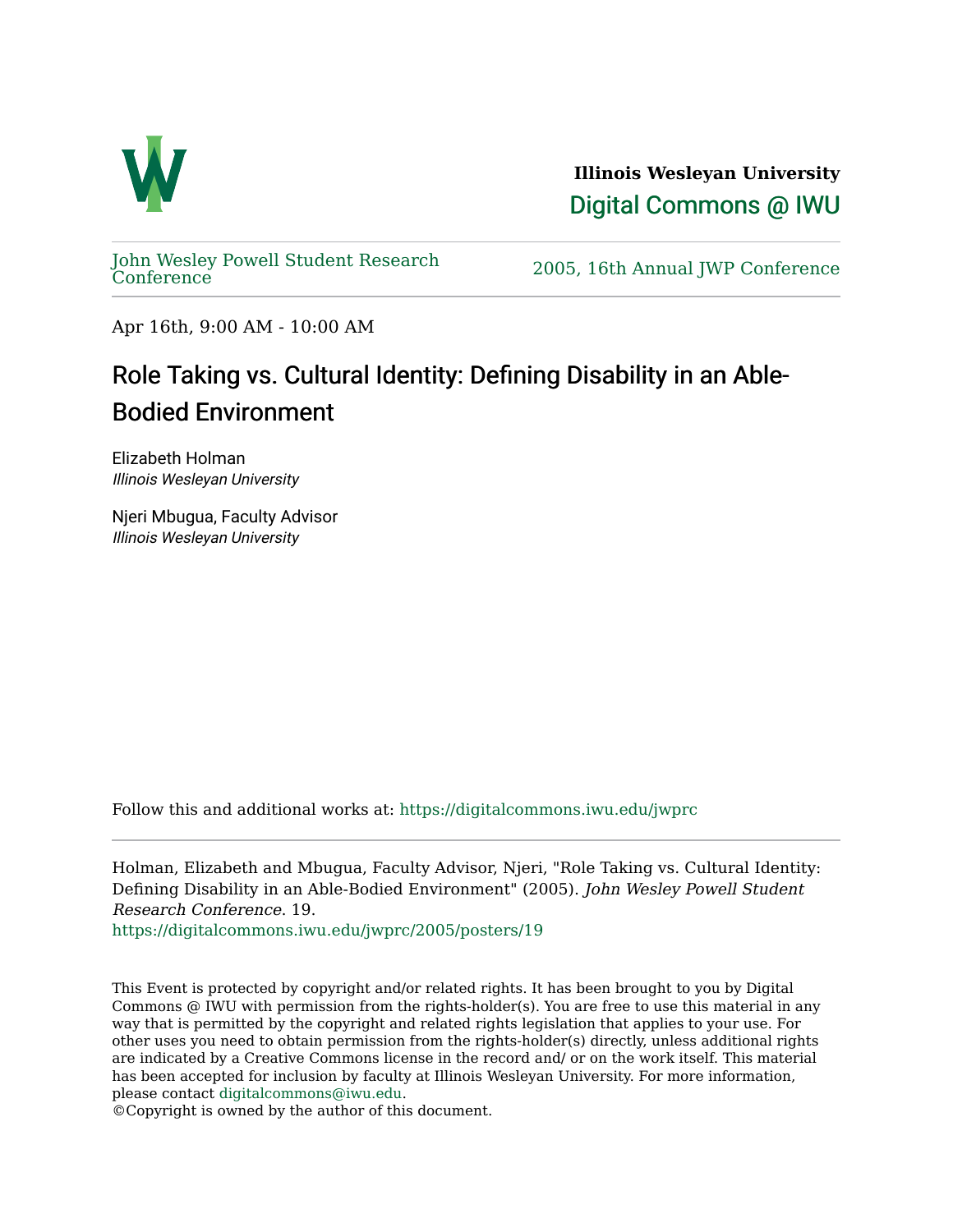**Illinois Wesleyan University**

Digital Commons @ IWU

John Wesley Powell Student Research Conference

2005, 16th Annual JWP Conference

Apr 16th, 9:00 AM - 10:00 AM

# Role Taking vs. Cultural Identity: Defining Disability in an Able-Bodied Environment

Elizabeth Holman
*Illinois Wesleyan University*

Njeri Mbugua, Faculty Advisor
*Illinois Wesleyan University*

Follow this and additional works at: https://digitalcommons.iwu.edu/jwprc

Holman, Elizabeth and Mbugua, Faculty Advisor, Njeri, "Role Taking vs. Cultural Identity: Defining Disability in an Able-Bodied Environment" (2005). *John Wesley Powell Student Research Conference*. 19.
https://digitalcommons.iwu.edu/jwprc/2005/posters/19

This Event is protected by copyright and/or related rights. It has been brought to you by Digital Commons @ IWU with permission from the rights-holder(s). You are free to use this material in any way that is permitted by the copyright and related rights legislation that applies to your use. For other uses you need to obtain permission from the rights-holder(s) directly, unless additional rights are indicated by a Creative Commons license in the record and/ or on the work itself. This material has been accepted for inclusion by faculty at Illinois Wesleyan University. For more information, please contact digitalcommons@iwu.edu.
©Copyright is owned by the author of this document.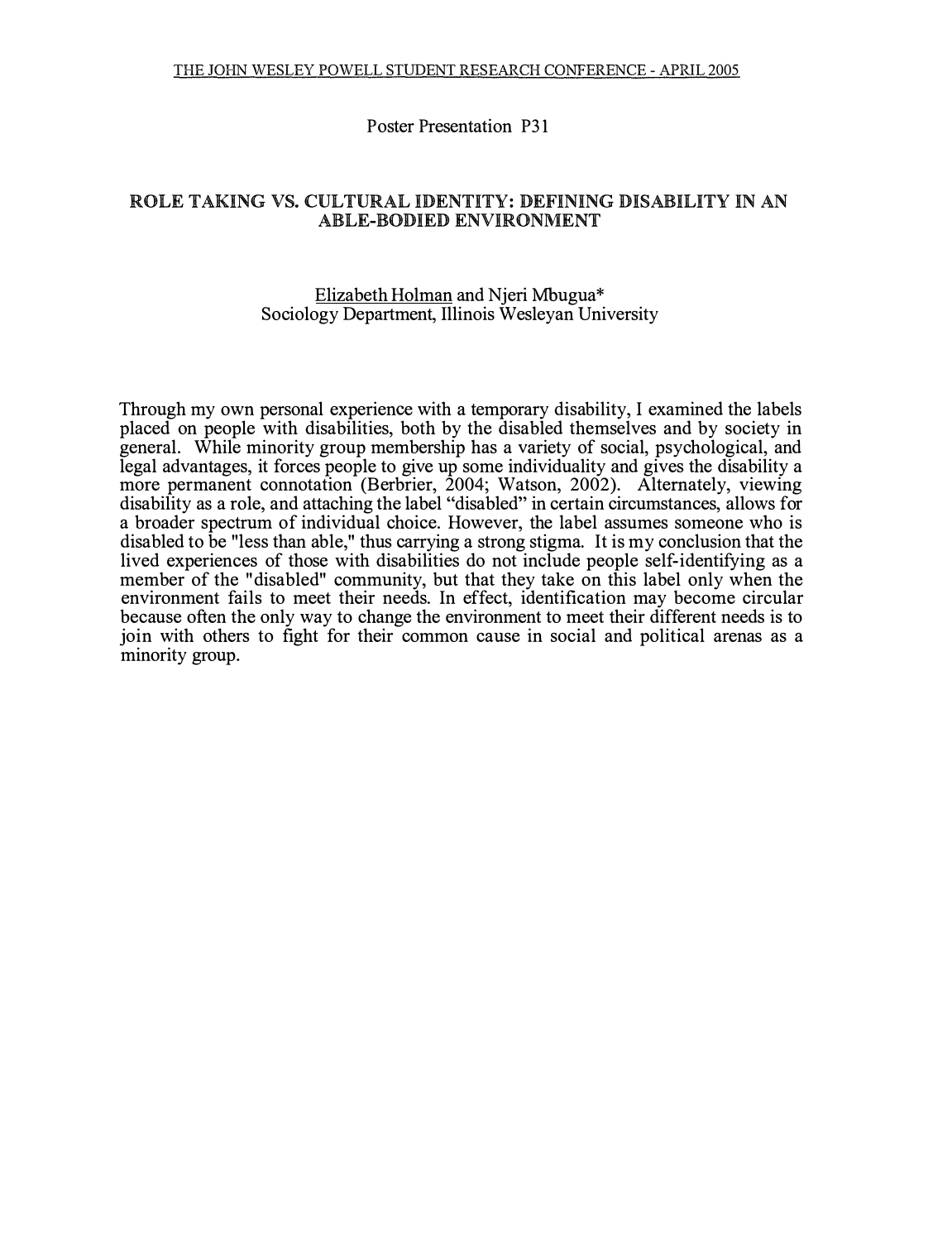Poster Presentation P31

## ROLE TAKING VS. CULTURAL IDENTITY: DEFINING DISABILITY IN AN ABLE-BODIED ENVIRONMENT

Elizabeth Holman and Njeri Mbugua*
Sociology Department, Illinois Wesleyan University

Through my own personal experience with a temporary disability, I examined the labels placed on people with disabilities, both by the disabled themselves and by society in general. While minority group membership has a variety of social, psychological, and legal advantages, it forces people to give up some individuality and gives the disability a more permanent connotation (Berbrier, 2004; Watson, 2002). Alternately, viewing disability as a role, and attaching the label "disabled" in certain circumstances, allows for a broader spectrum of individual choice. However, the label assumes someone who is disabled to be "less than able," thus carrying a strong stigma. It is my conclusion that the lived experiences of those with disabilities do not include people self-identifying as a member of the "disabled" community, but that they take on this label only when the environment fails to meet their needs. In effect, identification may become circular because often the only way to change the environment to meet their different needs is to join with others to fight for their common cause in social and political arenas as a minority group.